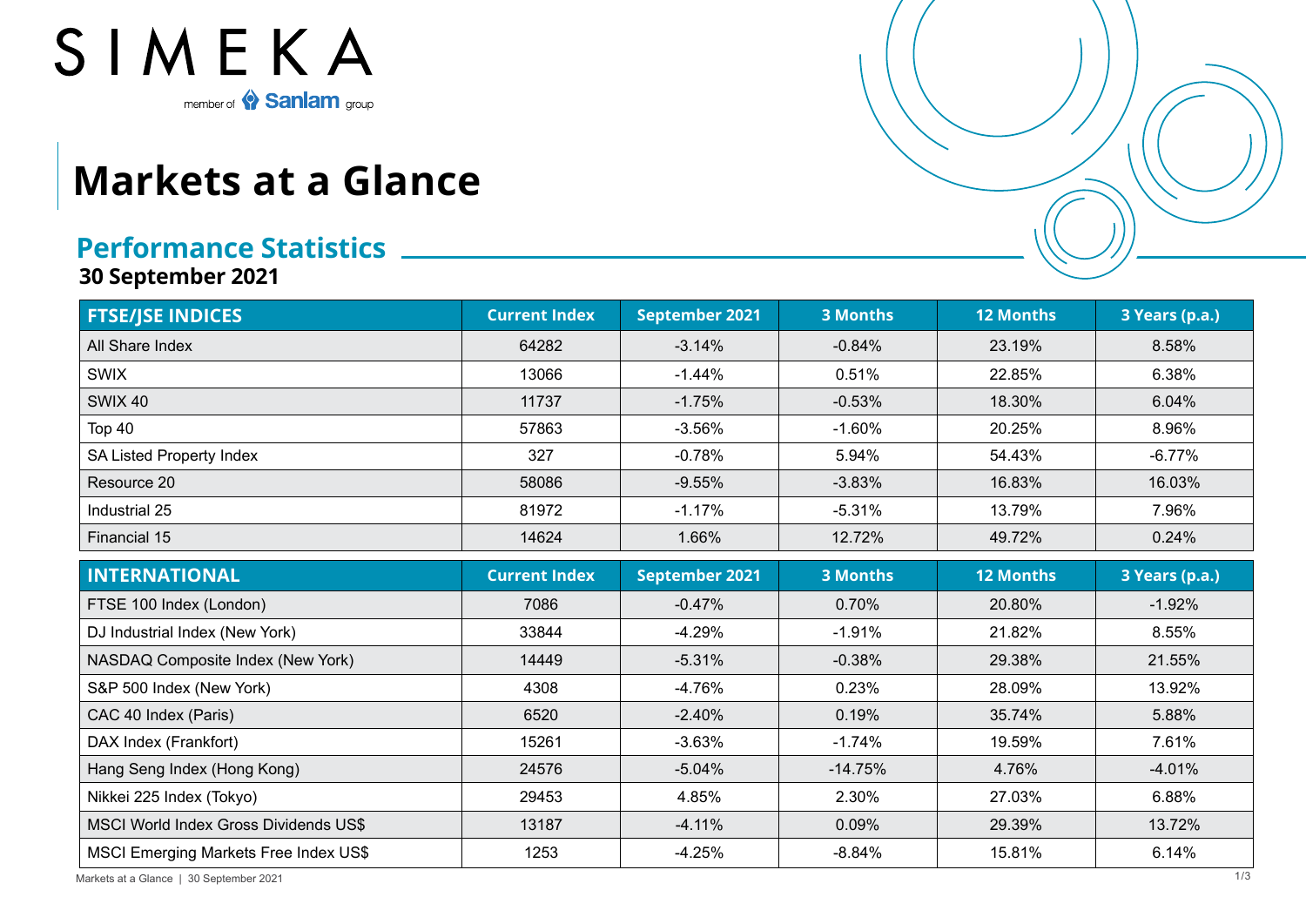SIMEKA

member of Sanlam group

# Markets at a Glance

## Performance Statistics

**30 September 2021**

| FTSE/JSE INDICES | Current Index | September 2021 | 3 Months | 12 Months | 3 Years (p.a.) |
|---|---|---|---|---|---|
| All Share Index | 64282 | -3.14% | -0.84% | 23.19% | 8.58% |
| SWIX | 13066 | -1.44% | 0.51% | 22.85% | 6.38% |
| SWIX 40 | 11737 | -1.75% | -0.53% | 18.30% | 6.04% |
| Top 40 | 57863 | -3.56% | -1.60% | 20.25% | 8.96% |
| SA Listed Property Index | 327 | -0.78% | 5.94% | 54.43% | -6.77% |
| Resource 20 | 58086 | -9.55% | -3.83% | 16.83% | 16.03% |
| Industrial 25 | 81972 | -1.17% | -5.31% | 13.79% | 7.96% |
| Financial 15 | 14624 | 1.66% | 12.72% | 49.72% | 0.24% |

| INTERNATIONAL | Current Index | September 2021 | 3 Months | 12 Months | 3 Years (p.a.) |
|---|---|---|---|---|---|
| FTSE 100 Index (London) | 7086 | -0.47% | 0.70% | 20.80% | -1.92% |
| DJ Industrial Index (New York) | 33844 | -4.29% | -1.91% | 21.82% | 8.55% |
| NASDAQ Composite Index (New York) | 14449 | -5.31% | -0.38% | 29.38% | 21.55% |
| S&P 500 Index (New York) | 4308 | -4.76% | 0.23% | 28.09% | 13.92% |
| CAC 40 Index (Paris) | 6520 | -2.40% | 0.19% | 35.74% | 5.88% |
| DAX Index (Frankfort) | 15261 | -3.63% | -1.74% | 19.59% | 7.61% |
| Hang Seng Index (Hong Kong) | 24576 | -5.04% | -14.75% | 4.76% | -4.01% |
| Nikkei 225 Index (Tokyo) | 29453 | 4.85% | 2.30% | 27.03% | 6.88% |
| MSCI World Index Gross Dividends US$ | 13187 | -4.11% | 0.09% | 29.39% | 13.72% |
| MSCI Emerging Markets Free Index US$ | 1253 | -4.25% | -8.84% | 15.81% | 6.14% |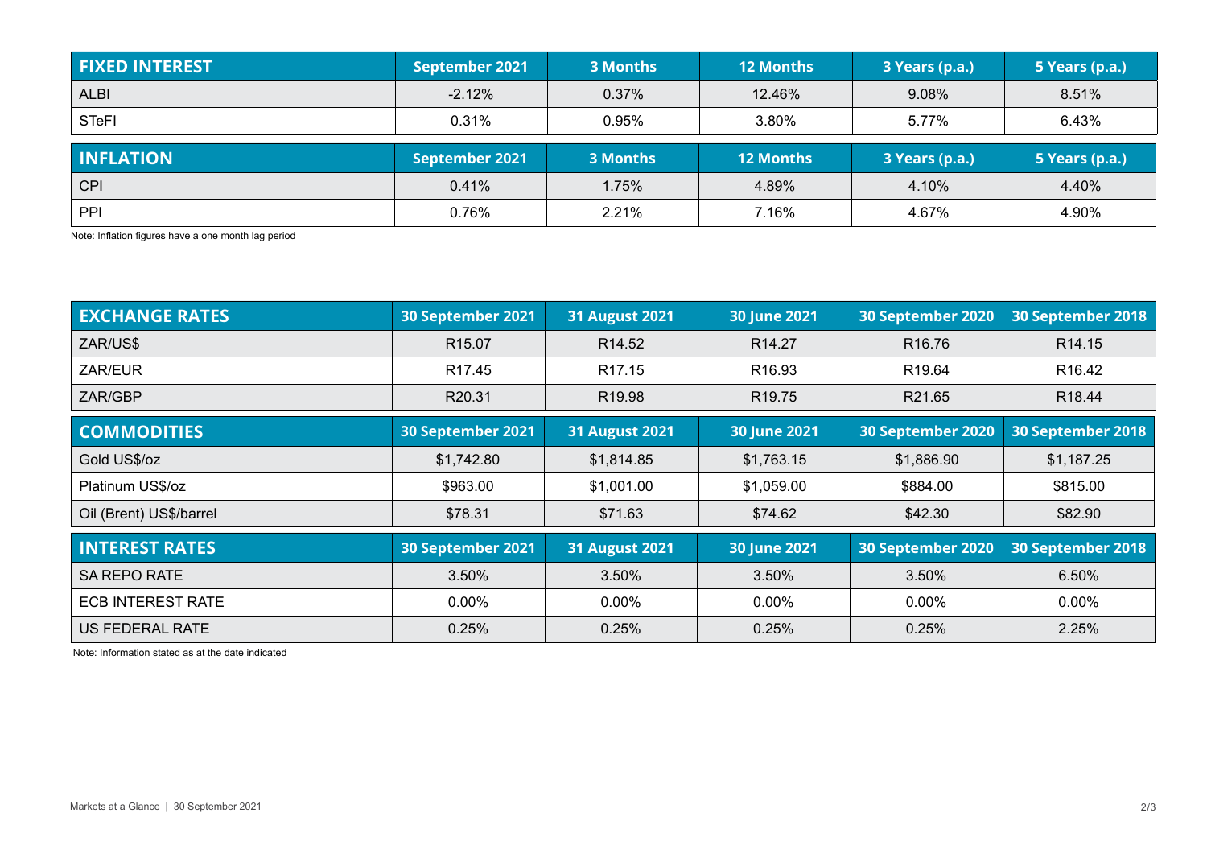| FIXED INTEREST | September 2021 | 3 Months | 12 Months | 3 Years (p.a.) | 5 Years (p.a.) |
|---|---|---|---|---|---|
| ALBI | -2.12% | 0.37% | 12.46% | 9.08% | 8.51% |
| STeFI | 0.31% | 0.95% | 3.80% | 5.77% | 6.43% |

| INFLATION | September 2021 | 3 Months | 12 Months | 3 Years (p.a.) | 5 Years (p.a.) |
|---|---|---|---|---|---|
| CPI | 0.41% | 1.75% | 4.89% | 4.10% | 4.40% |
| PPI | 0.76% | 2.21% | 7.16% | 4.67% | 4.90% |

Note: Inflation figures have a one month lag period

| EXCHANGE RATES | 30 September 2021 | 31 August 2021 | 30 June 2021 | 30 September 2020 | 30 September 2018 |
|---|---|---|---|---|---|
| ZAR/US$ | R15.07 | R14.52 | R14.27 | R16.76 | R14.15 |
| ZAR/EUR | R17.45 | R17.15 | R16.93 | R19.64 | R16.42 |
| ZAR/GBP | R20.31 | R19.98 | R19.75 | R21.65 | R18.44 |

| COMMODITIES | 30 September 2021 | 31 August 2021 | 30 June 2021 | 30 September 2020 | 30 September 2018 |
|---|---|---|---|---|---|
| Gold US$/oz | $1,742.80 | $1,814.85 | $1,763.15 | $1,886.90 | $1,187.25 |
| Platinum US$/oz | $963.00 | $1,001.00 | $1,059.00 | $884.00 | $815.00 |
| Oil (Brent) US$/barrel | $78.31 | $71.63 | $74.62 | $42.30 | $82.90 |

| INTEREST RATES | 30 September 2021 | 31 August 2021 | 30 June 2021 | 30 September 2020 | 30 September 2018 |
|---|---|---|---|---|---|
| SA REPO RATE | 3.50% | 3.50% | 3.50% | 3.50% | 6.50% |
| ECB INTEREST RATE | 0.00% | 0.00% | 0.00% | 0.00% | 0.00% |
| US FEDERAL RATE | 0.25% | 0.25% | 0.25% | 0.25% | 2.25% |

Note: Information stated as at the date indicated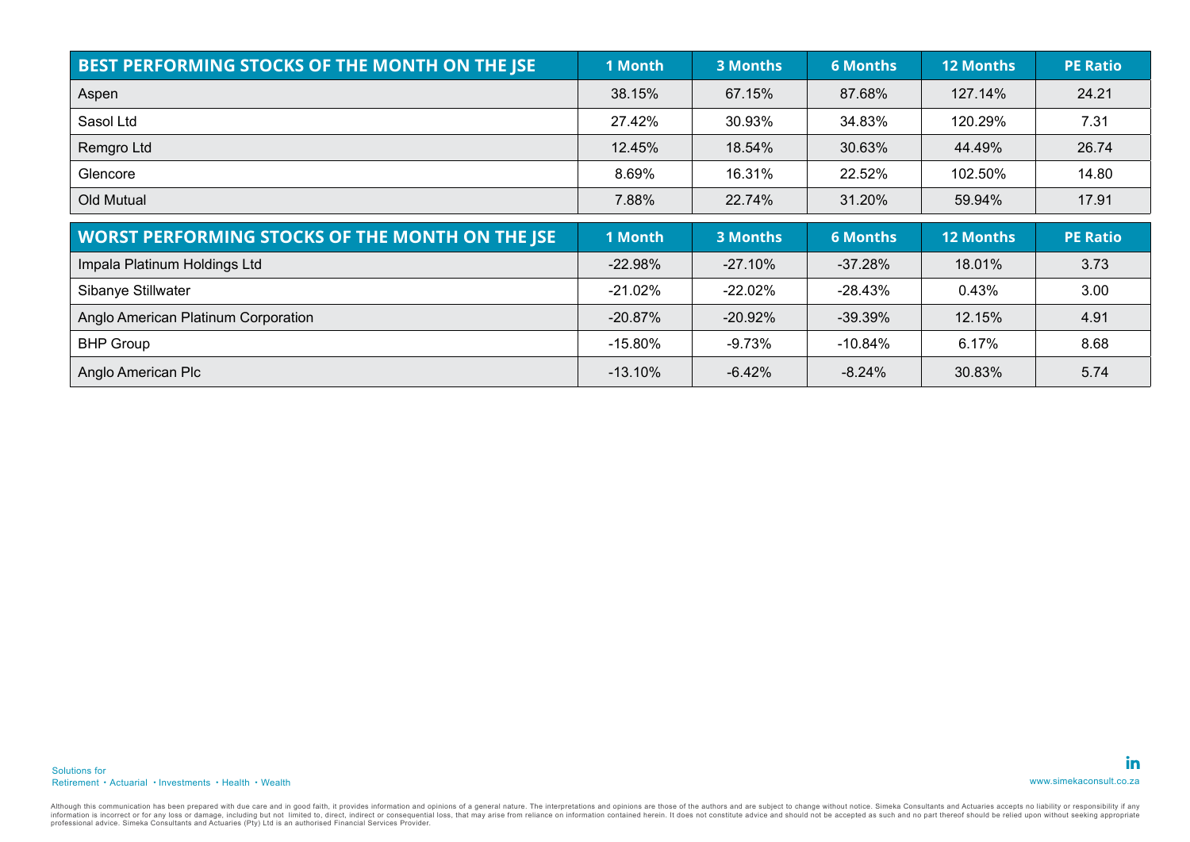| BEST PERFORMING STOCKS OF THE MONTH ON THE JSE | 1 Month | 3 Months | 6 Months | 12 Months | PE Ratio |
|---|---|---|---|---|---|
| Aspen | 38.15% | 67.15% | 87.68% | 127.14% | 24.21 |
| Sasol Ltd | 27.42% | 30.93% | 34.83% | 120.29% | 7.31 |
| Remgro Ltd | 12.45% | 18.54% | 30.63% | 44.49% | 26.74 |
| Glencore | 8.69% | 16.31% | 22.52% | 102.50% | 14.80 |
| Old Mutual | 7.88% | 22.74% | 31.20% | 59.94% | 17.91 |

| WORST PERFORMING STOCKS OF THE MONTH ON THE JSE | 1 Month | 3 Months | 6 Months | 12 Months | PE Ratio |
|---|---|---|---|---|---|
| Impala Platinum Holdings Ltd | -22.98% | -27.10% | -37.28% | 18.01% | 3.73 |
| Sibanye Stillwater | -21.02% | -22.02% | -28.43% | 0.43% | 3.00 |
| Anglo American Platinum Corporation | -20.87% | -20.92% | -39.39% | 12.15% | 4.91 |
| BHP Group | -15.80% | -9.73% | -10.84% | 6.17% | 8.68 |
| Anglo American Plc | -13.10% | -6.42% | -8.24% | 30.83% | 5.74 |

Solutions for
Retirement • Actuarial • Investments • Health • Wealth

www.simekaconsult.co.za

Although this communication has been prepared with due care and in good faith, it provides information and opinions of a general nature. The interpretations and opinions are those of the authors and are subject to change without notice. Simeka Consultants and Actuaries accepts no liability or responsibility if any information is incorrect or for any loss or damage, including but not limited to, direct, indirect or consequential loss, that may arise from reliance on information contained herein. It does not constitute advice and should not be accepted as such and no part thereof should be relied upon without seeking appropriate professional advice. Simeka Consultants and Actuaries (Pty) Ltd is an authorised Financial Services Provider.